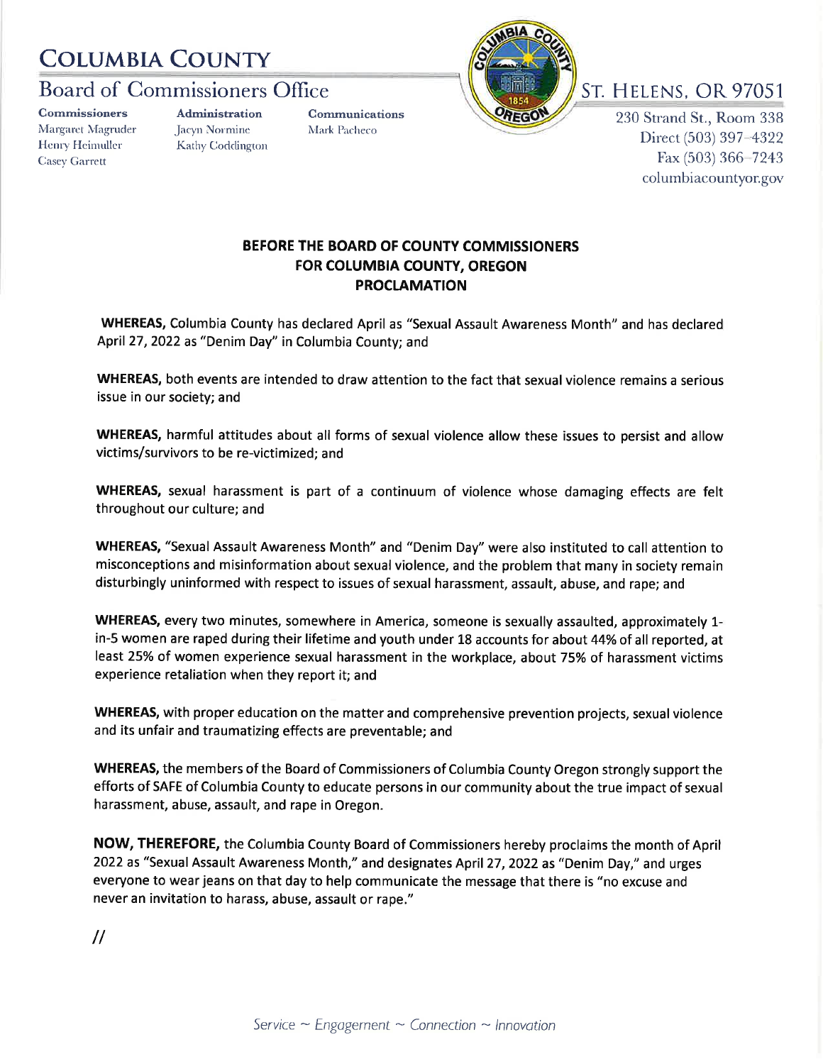# COLUMBIA COUNTY

## Board of Commissioners Office

**Commissioners**
Margaret Magruder
Henry Heimuller
Casey Garrett

**Administration**
Jacyn Normine
Kathy Coddington

**Communications**
Mark Pacheco

ST. HELENS, OR 97051
230 Strand St., Room 338
Direct (503) 397-4322
Fax (503) 366-7243
columbiacountyor.gov

**BEFORE THE BOARD OF COUNTY COMMISSIONERS**
**FOR COLUMBIA COUNTY, OREGON**
**PROCLAMATION**

**WHEREAS,** Columbia County has declared April as "Sexual Assault Awareness Month" and has declared April 27, 2022 as "Denim Day" in Columbia County; and

**WHEREAS,** both events are intended to draw attention to the fact that sexual violence remains a serious issue in our society; and

**WHEREAS,** harmful attitudes about all forms of sexual violence allow these issues to persist and allow victims/survivors to be re-victimized; and

**WHEREAS,** sexual harassment is part of a continuum of violence whose damaging effects are felt throughout our culture; and

**WHEREAS,** "Sexual Assault Awareness Month" and "Denim Day" were also instituted to call attention to misconceptions and misinformation about sexual violence, and the problem that many in society remain disturbingly uninformed with respect to issues of sexual harassment, assault, abuse, and rape; and

**WHEREAS,** every two minutes, somewhere in America, someone is sexually assaulted, approximately 1-in-5 women are raped during their lifetime and youth under 18 accounts for about 44% of all reported, at least 25% of women experience sexual harassment in the workplace, about 75% of harassment victims experience retaliation when they report it; and

**WHEREAS,** with proper education on the matter and comprehensive prevention projects, sexual violence and its unfair and traumatizing effects are preventable; and

**WHEREAS,** the members of the Board of Commissioners of Columbia County Oregon strongly support the efforts of SAFE of Columbia County to educate persons in our community about the true impact of sexual harassment, abuse, assault, and rape in Oregon.

**NOW, THEREFORE,** the Columbia County Board of Commissioners hereby proclaims the month of April 2022 as "Sexual Assault Awareness Month," and designates April 27, 2022 as "Denim Day," and urges everyone to wear jeans on that day to help communicate the message that there is "no excuse and never an invitation to harass, abuse, assault or rape."

//

*Service ~ Engagement ~ Connection ~ Innovation*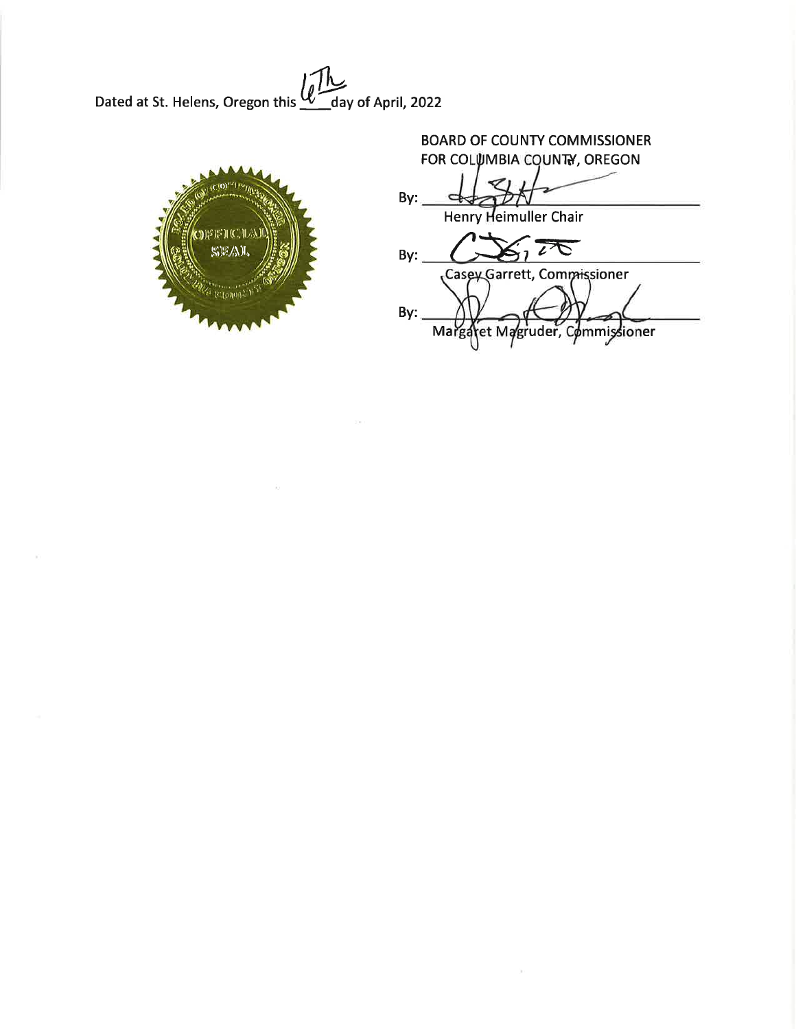Dated at St. Helens, Oregon this 6th day of April, 2022

BOARD OF COUNTY COMMISSIONER
FOR COLUMBIA COUNTY, OREGON

By: ______________________
Henry Heimuller Chair

By: ______________________
Casey Garrett, Commissioner

By: ______________________
Margaret Magruder, Commissioner